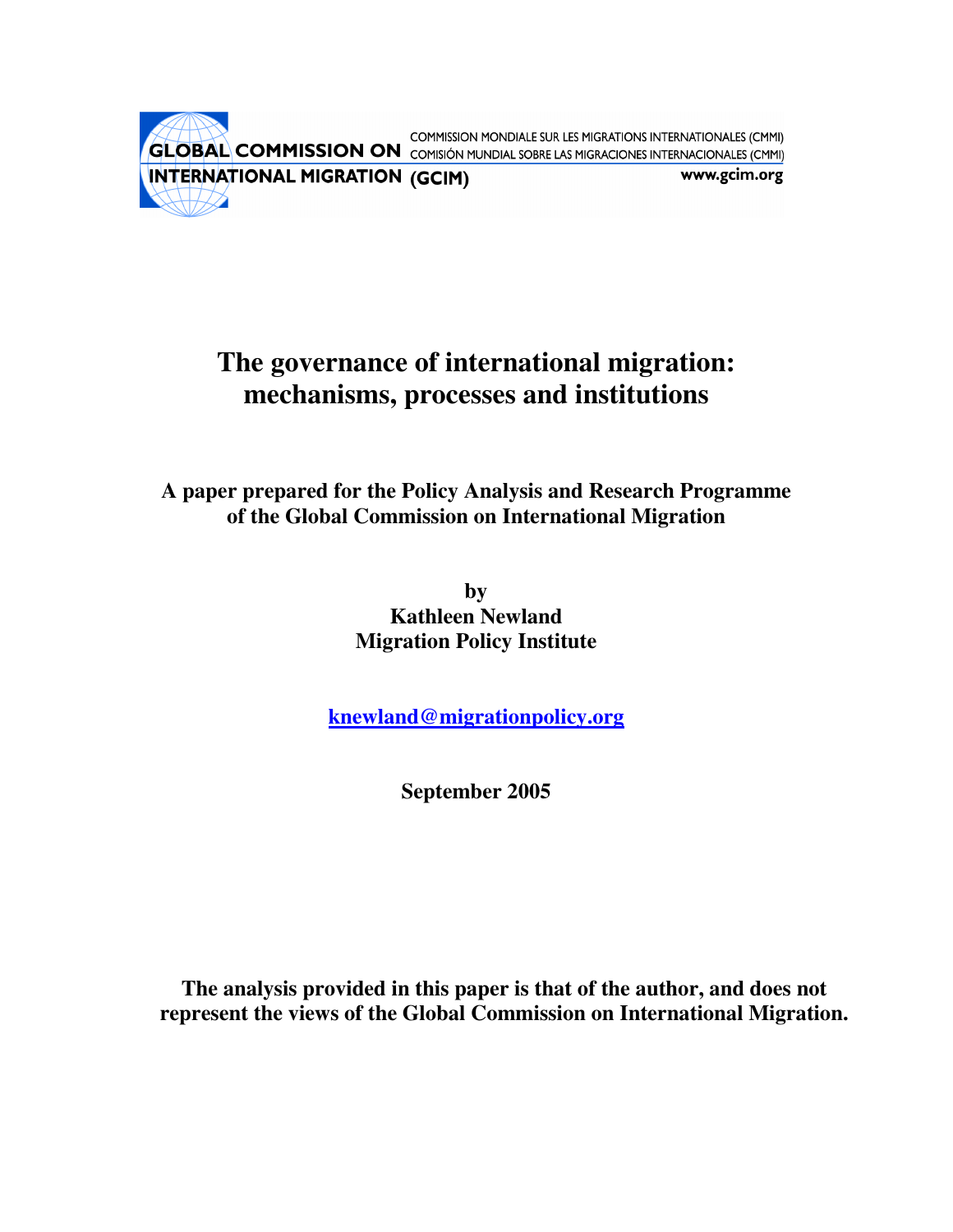GLOBAL COMMISSION ON INTERNATIONAL MIGRATION (GCIM)

COMMISSION MONDIALE SUR LES MIGRATIONS INTERNATIONALES (CMMI)
COMISIÓN MUNDIAL SOBRE LAS MIGRACIONES INTERNACIONALES (CMMI)

www.gcim.org

# The governance of international migration: mechanisms, processes and institutions

**A paper prepared for the Policy Analysis and Research Programme of the Global Commission on International Migration**

**by**
**Kathleen Newland**
**Migration Policy Institute**

**knewland@migrationpolicy.org**

**September 2005**

**The analysis provided in this paper is that of the author, and does not represent the views of the Global Commission on International Migration.**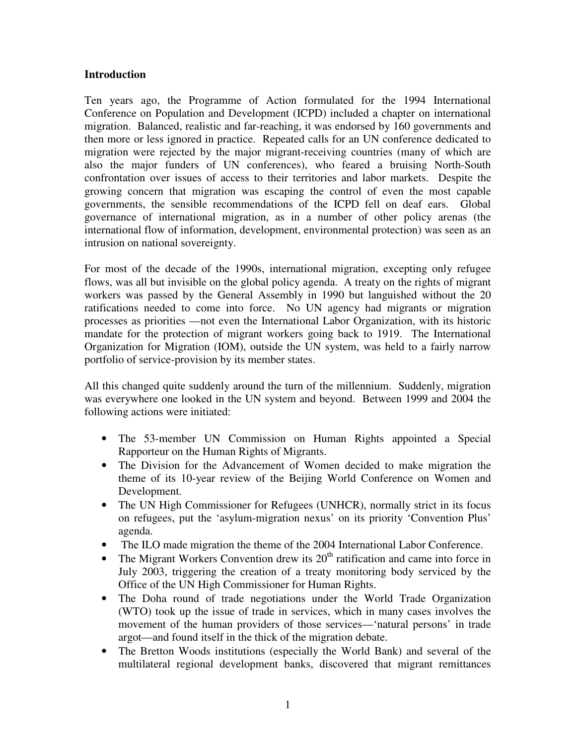**Introduction**

Ten years ago, the Programme of Action formulated for the 1994 International Conference on Population and Development (ICPD) included a chapter on international migration. Balanced, realistic and far-reaching, it was endorsed by 160 governments and then more or less ignored in practice. Repeated calls for an UN conference dedicated to migration were rejected by the major migrant-receiving countries (many of which are also the major funders of UN conferences), who feared a bruising North-South confrontation over issues of access to their territories and labor markets. Despite the growing concern that migration was escaping the control of even the most capable governments, the sensible recommendations of the ICPD fell on deaf ears. Global governance of international migration, as in a number of other policy arenas (the international flow of information, development, environmental protection) was seen as an intrusion on national sovereignty.

For most of the decade of the 1990s, international migration, excepting only refugee flows, was all but invisible on the global policy agenda. A treaty on the rights of migrant workers was passed by the General Assembly in 1990 but languished without the 20 ratifications needed to come into force. No UN agency had migrants or migration processes as priorities —not even the International Labor Organization, with its historic mandate for the protection of migrant workers going back to 1919. The International Organization for Migration (IOM), outside the UN system, was held to a fairly narrow portfolio of service-provision by its member states.

All this changed quite suddenly around the turn of the millennium. Suddenly, migration was everywhere one looked in the UN system and beyond. Between 1999 and 2004 the following actions were initiated:

- The 53-member UN Commission on Human Rights appointed a Special Rapporteur on the Human Rights of Migrants.
- The Division for the Advancement of Women decided to make migration the theme of its 10-year review of the Beijing World Conference on Women and Development.
- The UN High Commissioner for Refugees (UNHCR), normally strict in its focus on refugees, put the 'asylum-migration nexus' on its priority 'Convention Plus' agenda.
- The ILO made migration the theme of the 2004 International Labor Conference.
- The Migrant Workers Convention drew its 20th ratification and came into force in July 2003, triggering the creation of a treaty monitoring body serviced by the Office of the UN High Commissioner for Human Rights.
- The Doha round of trade negotiations under the World Trade Organization (WTO) took up the issue of trade in services, which in many cases involves the movement of the human providers of those services—'natural persons' in trade argot—and found itself in the thick of the migration debate.
- The Bretton Woods institutions (especially the World Bank) and several of the multilateral regional development banks, discovered that migrant remittances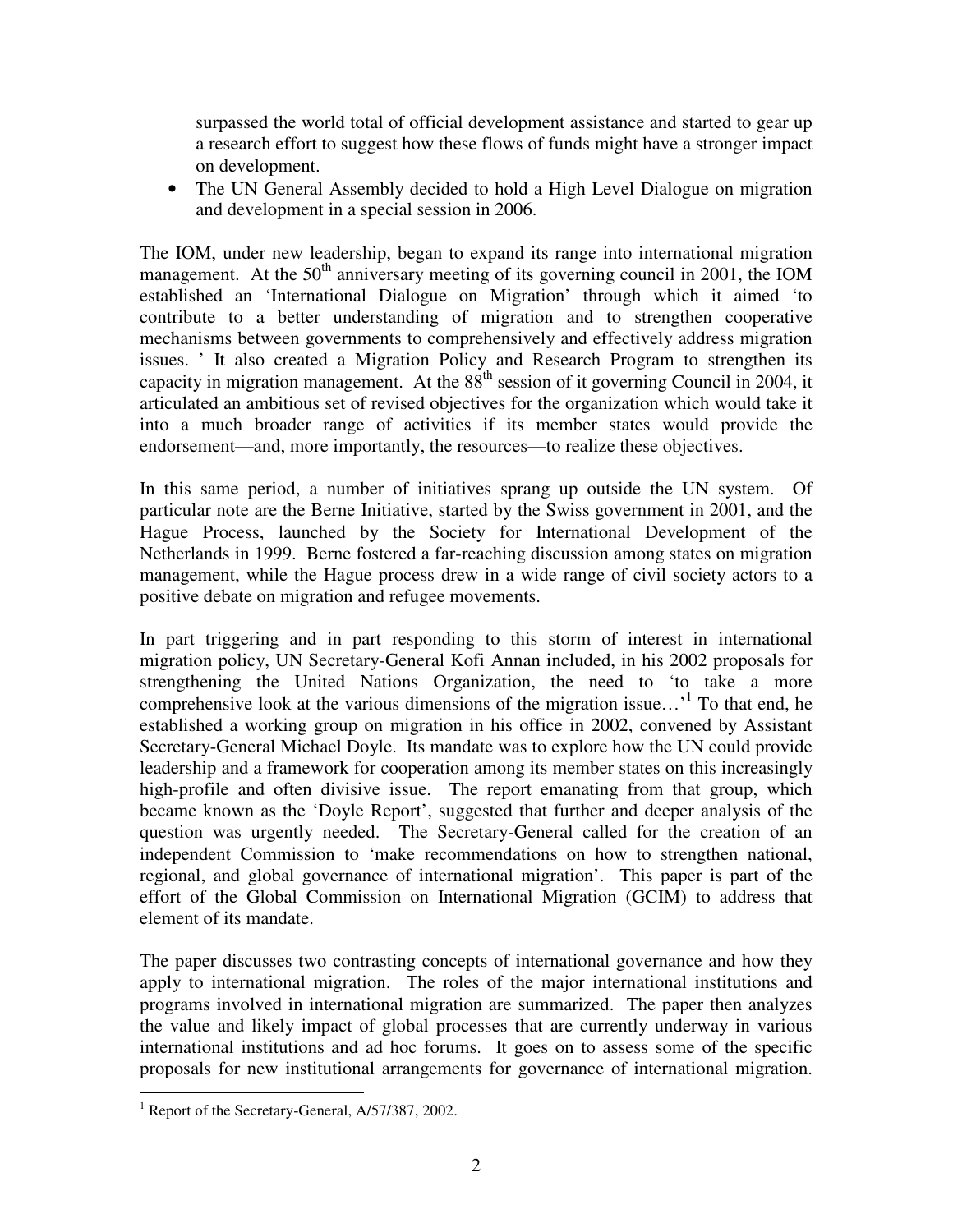surpassed the world total of official development assistance and started to gear up a research effort to suggest how these flows of funds might have a stronger impact on development.

- The UN General Assembly decided to hold a High Level Dialogue on migration and development in a special session in 2006.

The IOM, under new leadership, began to expand its range into international migration management. At the 50th anniversary meeting of its governing council in 2001, the IOM established an 'International Dialogue on Migration' through which it aimed 'to contribute to a better understanding of migration and to strengthen cooperative mechanisms between governments to comprehensively and effectively address migration issues. ' It also created a Migration Policy and Research Program to strengthen its capacity in migration management. At the 88th session of it governing Council in 2004, it articulated an ambitious set of revised objectives for the organization which would take it into a much broader range of activities if its member states would provide the endorsement—and, more importantly, the resources—to realize these objectives.

In this same period, a number of initiatives sprang up outside the UN system. Of particular note are the Berne Initiative, started by the Swiss government in 2001, and the Hague Process, launched by the Society for International Development of the Netherlands in 1999. Berne fostered a far-reaching discussion among states on migration management, while the Hague process drew in a wide range of civil society actors to a positive debate on migration and refugee movements.

In part triggering and in part responding to this storm of interest in international migration policy, UN Secretary-General Kofi Annan included, in his 2002 proposals for strengthening the United Nations Organization, the need to 'to take a more comprehensive look at the various dimensions of the migration issue…'[1] To that end, he established a working group on migration in his office in 2002, convened by Assistant Secretary-General Michael Doyle. Its mandate was to explore how the UN could provide leadership and a framework for cooperation among its member states on this increasingly high-profile and often divisive issue. The report emanating from that group, which became known as the 'Doyle Report', suggested that further and deeper analysis of the question was urgently needed. The Secretary-General called for the creation of an independent Commission to 'make recommendations on how to strengthen national, regional, and global governance of international migration'. This paper is part of the effort of the Global Commission on International Migration (GCIM) to address that element of its mandate.

The paper discusses two contrasting concepts of international governance and how they apply to international migration. The roles of the major international institutions and programs involved in international migration are summarized. The paper then analyzes the value and likely impact of global processes that are currently underway in various international institutions and ad hoc forums. It goes on to assess some of the specific proposals for new institutional arrangements for governance of international migration.

[1] Report of the Secretary-General, A/57/387, 2002.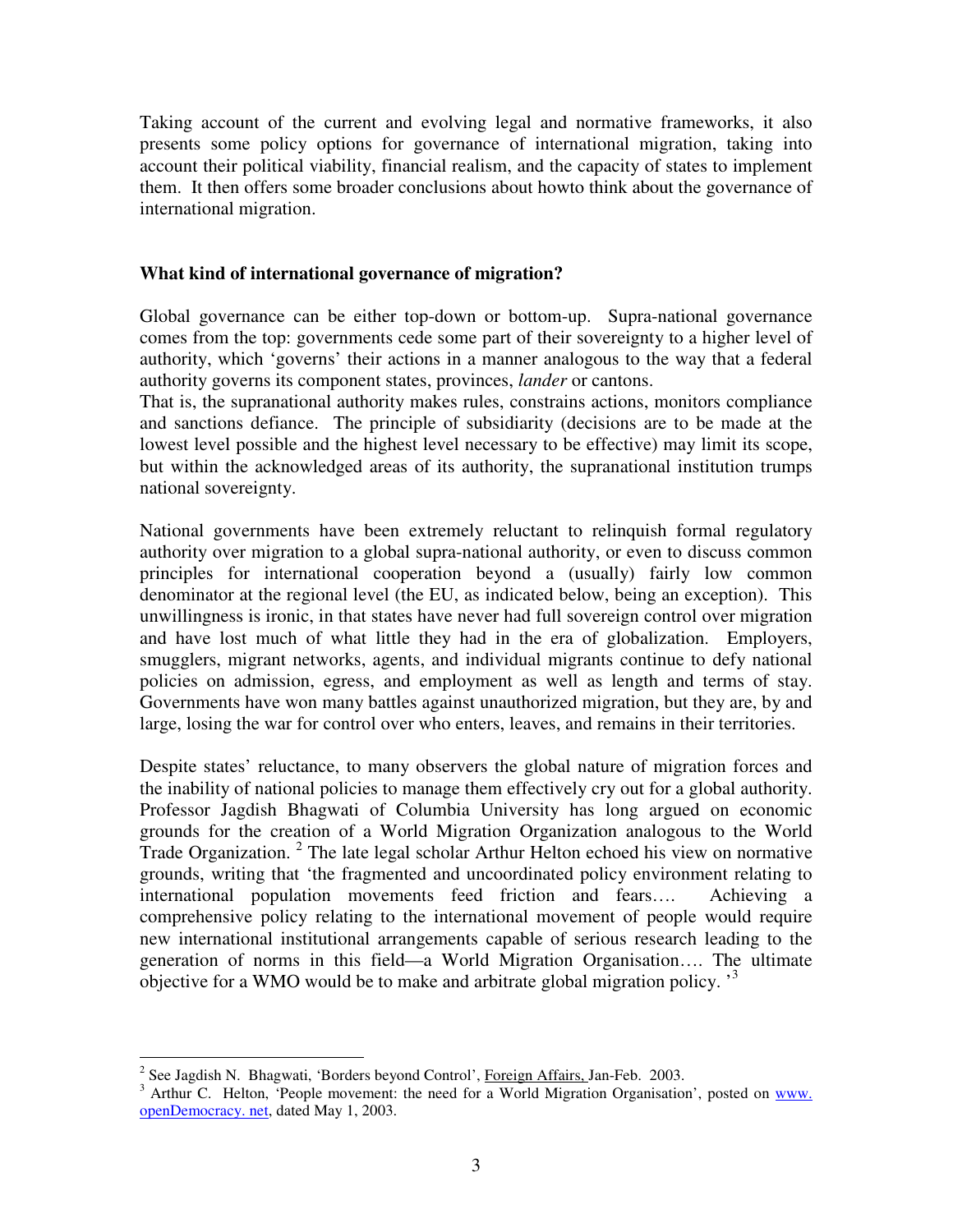Taking account of the current and evolving legal and normative frameworks, it also presents some policy options for governance of international migration, taking into account their political viability, financial realism, and the capacity of states to implement them. It then offers some broader conclusions about howto think about the governance of international migration.

**What kind of international governance of migration?**

Global governance can be either top-down or bottom-up. Supra-national governance comes from the top: governments cede some part of their sovereignty to a higher level of authority, which 'governs' their actions in a manner analogous to the way that a federal authority governs its component states, provinces, *lander* or cantons.
That is, the supranational authority makes rules, constrains actions, monitors compliance and sanctions defiance. The principle of subsidiarity (decisions are to be made at the lowest level possible and the highest level necessary to be effective) may limit its scope, but within the acknowledged areas of its authority, the supranational institution trumps national sovereignty.

National governments have been extremely reluctant to relinquish formal regulatory authority over migration to a global supra-national authority, or even to discuss common principles for international cooperation beyond a (usually) fairly low common denominator at the regional level (the EU, as indicated below, being an exception). This unwillingness is ironic, in that states have never had full sovereign control over migration and have lost much of what little they had in the era of globalization. Employers, smugglers, migrant networks, agents, and individual migrants continue to defy national policies on admission, egress, and employment as well as length and terms of stay. Governments have won many battles against unauthorized migration, but they are, by and large, losing the war for control over who enters, leaves, and remains in their territories.

Despite states' reluctance, to many observers the global nature of migration forces and the inability of national policies to manage them effectively cry out for a global authority. Professor Jagdish Bhagwati of Columbia University has long argued on economic grounds for the creation of a World Migration Organization analogous to the World Trade Organization. [2] The late legal scholar Arthur Helton echoed his view on normative grounds, writing that 'the fragmented and uncoordinated policy environment relating to international population movements feed friction and fears…. Achieving a comprehensive policy relating to the international movement of people would require new international institutional arrangements capable of serious research leading to the generation of norms in this field—a World Migration Organisation…. The ultimate objective for a WMO would be to make and arbitrate global migration policy. '[3]

---

[2] See Jagdish N. Bhagwati, 'Borders beyond Control', Foreign Affairs, Jan-Feb. 2003.

[3] Arthur C. Helton, 'People movement: the need for a World Migration Organisation', posted on www. openDemocracy. net, dated May 1, 2003.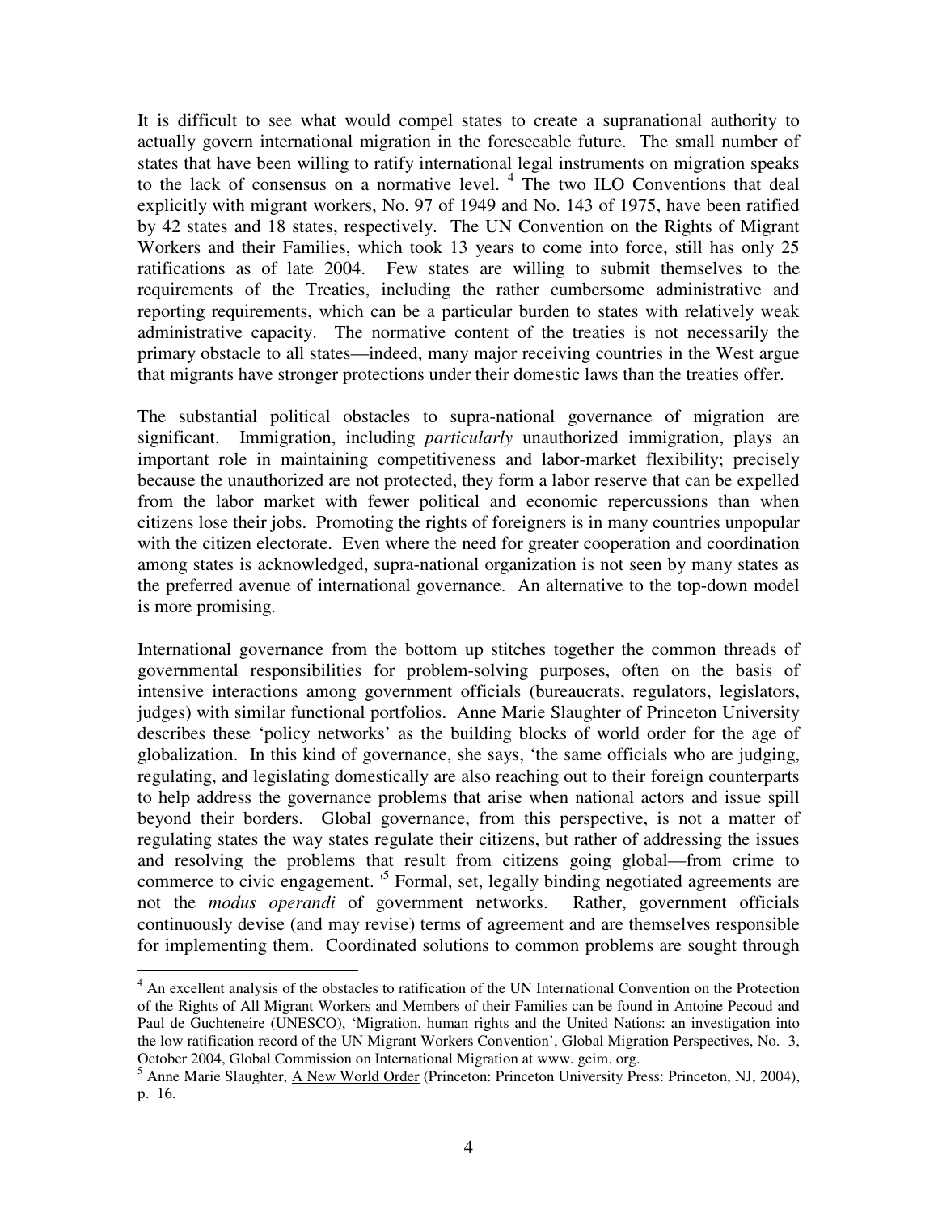It is difficult to see what would compel states to create a supranational authority to actually govern international migration in the foreseeable future. The small number of states that have been willing to ratify international legal instruments on migration speaks to the lack of consensus on a normative level. [4] The two ILO Conventions that deal explicitly with migrant workers, No. 97 of 1949 and No. 143 of 1975, have been ratified by 42 states and 18 states, respectively. The UN Convention on the Rights of Migrant Workers and their Families, which took 13 years to come into force, still has only 25 ratifications as of late 2004. Few states are willing to submit themselves to the requirements of the Treaties, including the rather cumbersome administrative and reporting requirements, which can be a particular burden to states with relatively weak administrative capacity. The normative content of the treaties is not necessarily the primary obstacle to all states—indeed, many major receiving countries in the West argue that migrants have stronger protections under their domestic laws than the treaties offer.

The substantial political obstacles to supra-national governance of migration are significant. Immigration, including *particularly* unauthorized immigration, plays an important role in maintaining competitiveness and labor-market flexibility; precisely because the unauthorized are not protected, they form a labor reserve that can be expelled from the labor market with fewer political and economic repercussions than when citizens lose their jobs. Promoting the rights of foreigners is in many countries unpopular with the citizen electorate. Even where the need for greater cooperation and coordination among states is acknowledged, supra-national organization is not seen by many states as the preferred avenue of international governance. An alternative to the top-down model is more promising.

International governance from the bottom up stitches together the common threads of governmental responsibilities for problem-solving purposes, often on the basis of intensive interactions among government officials (bureaucrats, regulators, legislators, judges) with similar functional portfolios. Anne Marie Slaughter of Princeton University describes these 'policy networks' as the building blocks of world order for the age of globalization. In this kind of governance, she says, 'the same officials who are judging, regulating, and legislating domestically are also reaching out to their foreign counterparts to help address the governance problems that arise when national actors and issue spill beyond their borders. Global governance, from this perspective, is not a matter of regulating states the way states regulate their citizens, but rather of addressing the issues and resolving the problems that result from citizens going global—from crime to commerce to civic engagement. '[5] Formal, set, legally binding negotiated agreements are not the *modus operandi* of government networks. Rather, government officials continuously devise (and may revise) terms of agreement and are themselves responsible for implementing them. Coordinated solutions to common problems are sought through

---

[4] An excellent analysis of the obstacles to ratification of the UN International Convention on the Protection of the Rights of All Migrant Workers and Members of their Families can be found in Antoine Pecoud and Paul de Guchteneire (UNESCO), 'Migration, human rights and the United Nations: an investigation into the low ratification record of the UN Migrant Workers Convention', Global Migration Perspectives, No. 3, October 2004, Global Commission on International Migration at www. gcim. org.

[5] Anne Marie Slaughter, A New World Order (Princeton: Princeton University Press: Princeton, NJ, 2004), p. 16.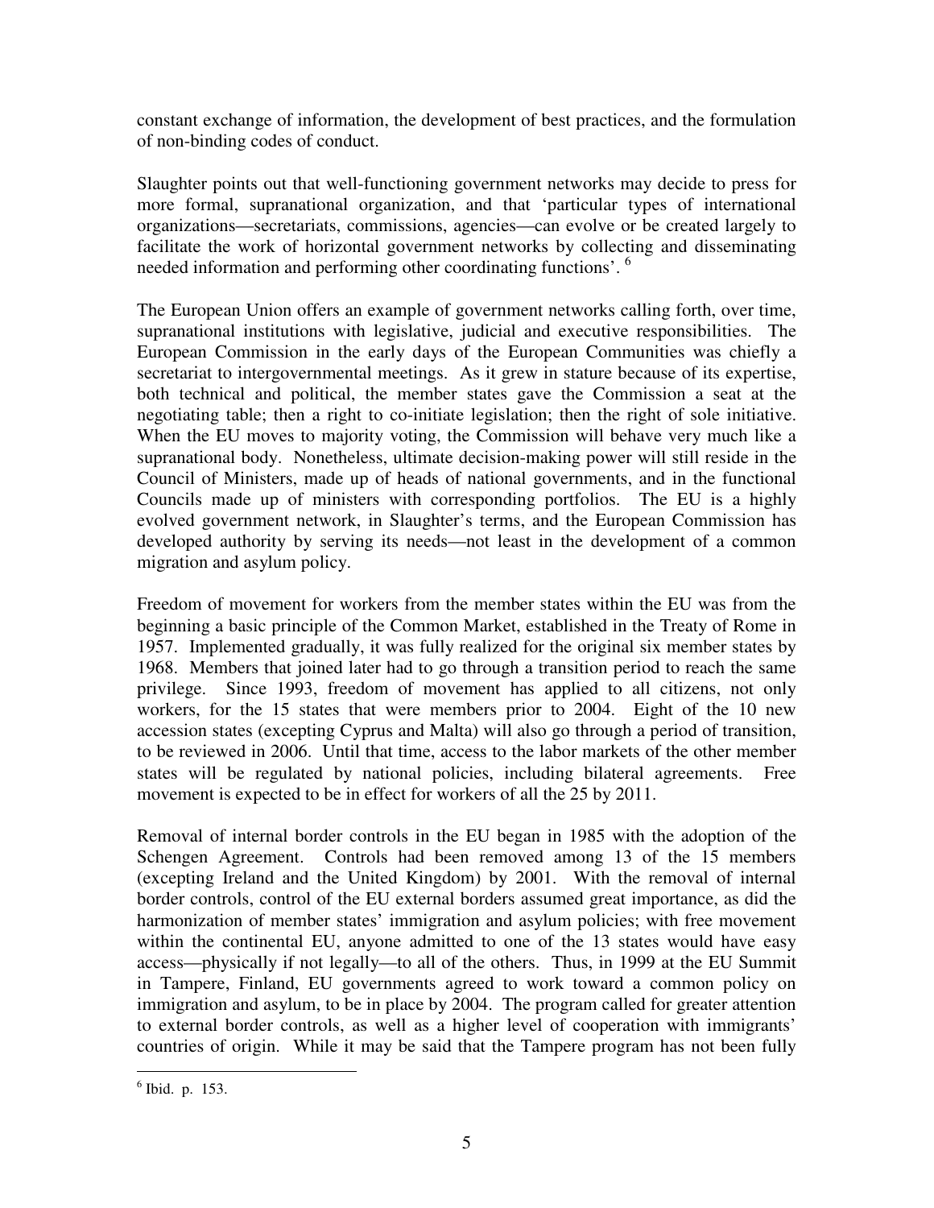constant exchange of information, the development of best practices, and the formulation of non-binding codes of conduct.

Slaughter points out that well-functioning government networks may decide to press for more formal, supranational organization, and that 'particular types of international organizations—secretariats, commissions, agencies—can evolve or be created largely to facilitate the work of horizontal government networks by collecting and disseminating needed information and performing other coordinating functions'. [6]

The European Union offers an example of government networks calling forth, over time, supranational institutions with legislative, judicial and executive responsibilities. The European Commission in the early days of the European Communities was chiefly a secretariat to intergovernmental meetings. As it grew in stature because of its expertise, both technical and political, the member states gave the Commission a seat at the negotiating table; then a right to co-initiate legislation; then the right of sole initiative. When the EU moves to majority voting, the Commission will behave very much like a supranational body. Nonetheless, ultimate decision-making power will still reside in the Council of Ministers, made up of heads of national governments, and in the functional Councils made up of ministers with corresponding portfolios. The EU is a highly evolved government network, in Slaughter's terms, and the European Commission has developed authority by serving its needs—not least in the development of a common migration and asylum policy.

Freedom of movement for workers from the member states within the EU was from the beginning a basic principle of the Common Market, established in the Treaty of Rome in 1957. Implemented gradually, it was fully realized for the original six member states by 1968. Members that joined later had to go through a transition period to reach the same privilege. Since 1993, freedom of movement has applied to all citizens, not only workers, for the 15 states that were members prior to 2004. Eight of the 10 new accession states (excepting Cyprus and Malta) will also go through a period of transition, to be reviewed in 2006. Until that time, access to the labor markets of the other member states will be regulated by national policies, including bilateral agreements. Free movement is expected to be in effect for workers of all the 25 by 2011.

Removal of internal border controls in the EU began in 1985 with the adoption of the Schengen Agreement. Controls had been removed among 13 of the 15 members (excepting Ireland and the United Kingdom) by 2001. With the removal of internal border controls, control of the EU external borders assumed great importance, as did the harmonization of member states' immigration and asylum policies; with free movement within the continental EU, anyone admitted to one of the 13 states would have easy access—physically if not legally—to all of the others. Thus, in 1999 at the EU Summit in Tampere, Finland, EU governments agreed to work toward a common policy on immigration and asylum, to be in place by 2004. The program called for greater attention to external border controls, as well as a higher level of cooperation with immigrants' countries of origin. While it may be said that the Tampere program has not been fully

[6] Ibid. p. 153.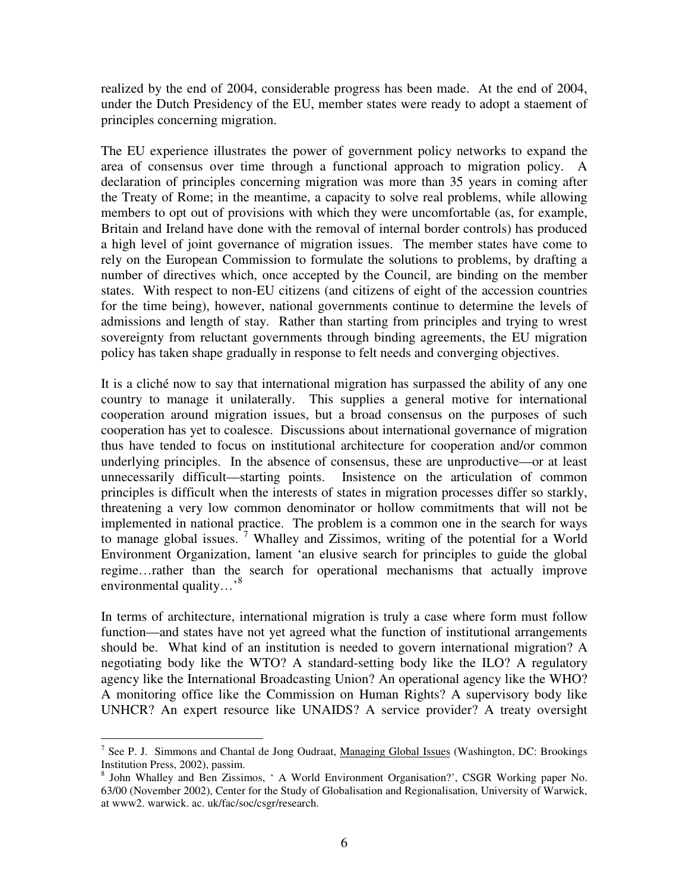realized by the end of 2004, considerable progress has been made. At the end of 2004, under the Dutch Presidency of the EU, member states were ready to adopt a staement of principles concerning migration.

The EU experience illustrates the power of government policy networks to expand the area of consensus over time through a functional approach to migration policy. A declaration of principles concerning migration was more than 35 years in coming after the Treaty of Rome; in the meantime, a capacity to solve real problems, while allowing members to opt out of provisions with which they were uncomfortable (as, for example, Britain and Ireland have done with the removal of internal border controls) has produced a high level of joint governance of migration issues. The member states have come to rely on the European Commission to formulate the solutions to problems, by drafting a number of directives which, once accepted by the Council, are binding on the member states. With respect to non-EU citizens (and citizens of eight of the accession countries for the time being), however, national governments continue to determine the levels of admissions and length of stay. Rather than starting from principles and trying to wrest sovereignty from reluctant governments through binding agreements, the EU migration policy has taken shape gradually in response to felt needs and converging objectives.

It is a cliché now to say that international migration has surpassed the ability of any one country to manage it unilaterally. This supplies a general motive for international cooperation around migration issues, but a broad consensus on the purposes of such cooperation has yet to coalesce. Discussions about international governance of migration thus have tended to focus on institutional architecture for cooperation and/or common underlying principles. In the absence of consensus, these are unproductive—or at least unnecessarily difficult—starting points. Insistence on the articulation of common principles is difficult when the interests of states in migration processes differ so starkly, threatening a very low common denominator or hollow commitments that will not be implemented in national practice. The problem is a common one in the search for ways to manage global issues. [7] Whalley and Zissimos, writing of the potential for a World Environment Organization, lament 'an elusive search for principles to guide the global regime…rather than the search for operational mechanisms that actually improve environmental quality…'[8]

In terms of architecture, international migration is truly a case where form must follow function—and states have not yet agreed what the function of institutional arrangements should be. What kind of an institution is needed to govern international migration? A negotiating body like the WTO? A standard-setting body like the ILO? A regulatory agency like the International Broadcasting Union? An operational agency like the WHO? A monitoring office like the Commission on Human Rights? A supervisory body like UNHCR? An expert resource like UNAIDS? A service provider? A treaty oversight

---

[7] See P. J. Simmons and Chantal de Jong Oudraat, Managing Global Issues (Washington, DC: Brookings Institution Press, 2002), passim.

[8] John Whalley and Ben Zissimos, ' A World Environment Organisation?', CSGR Working paper No. 63/00 (November 2002), Center for the Study of Globalisation and Regionalisation, University of Warwick, at www2. warwick. ac. uk/fac/soc/csgr/research.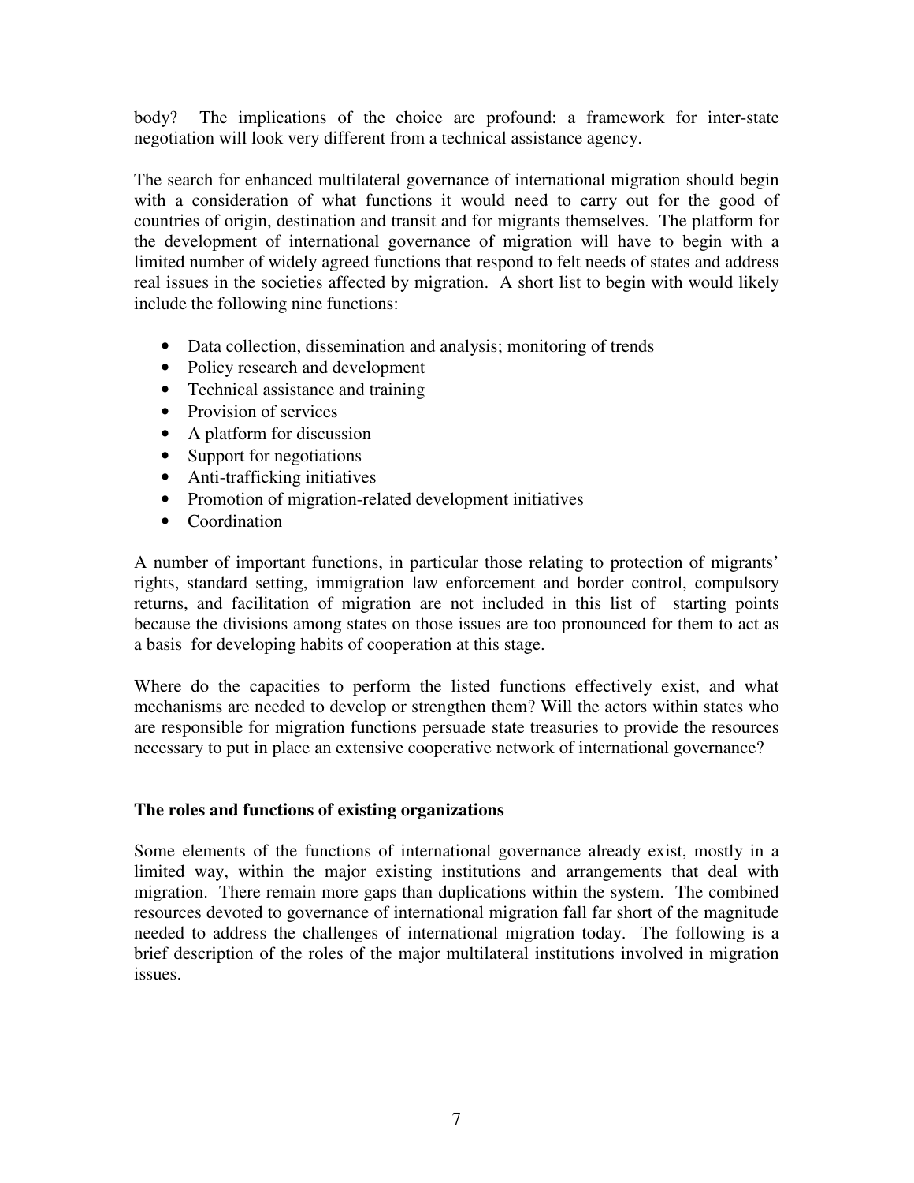body? The implications of the choice are profound: a framework for inter-state negotiation will look very different from a technical assistance agency.

The search for enhanced multilateral governance of international migration should begin with a consideration of what functions it would need to carry out for the good of countries of origin, destination and transit and for migrants themselves. The platform for the development of international governance of migration will have to begin with a limited number of widely agreed functions that respond to felt needs of states and address real issues in the societies affected by migration. A short list to begin with would likely include the following nine functions:

- Data collection, dissemination and analysis; monitoring of trends
- Policy research and development
- Technical assistance and training
- Provision of services
- A platform for discussion
- Support for negotiations
- Anti-trafficking initiatives
- Promotion of migration-related development initiatives
- Coordination

A number of important functions, in particular those relating to protection of migrants' rights, standard setting, immigration law enforcement and border control, compulsory returns, and facilitation of migration are not included in this list of starting points because the divisions among states on those issues are too pronounced for them to act as a basis for developing habits of cooperation at this stage.

Where do the capacities to perform the listed functions effectively exist, and what mechanisms are needed to develop or strengthen them? Will the actors within states who are responsible for migration functions persuade state treasuries to provide the resources necessary to put in place an extensive cooperative network of international governance?

## The roles and functions of existing organizations

Some elements of the functions of international governance already exist, mostly in a limited way, within the major existing institutions and arrangements that deal with migration. There remain more gaps than duplications within the system. The combined resources devoted to governance of international migration fall far short of the magnitude needed to address the challenges of international migration today. The following is a brief description of the roles of the major multilateral institutions involved in migration issues.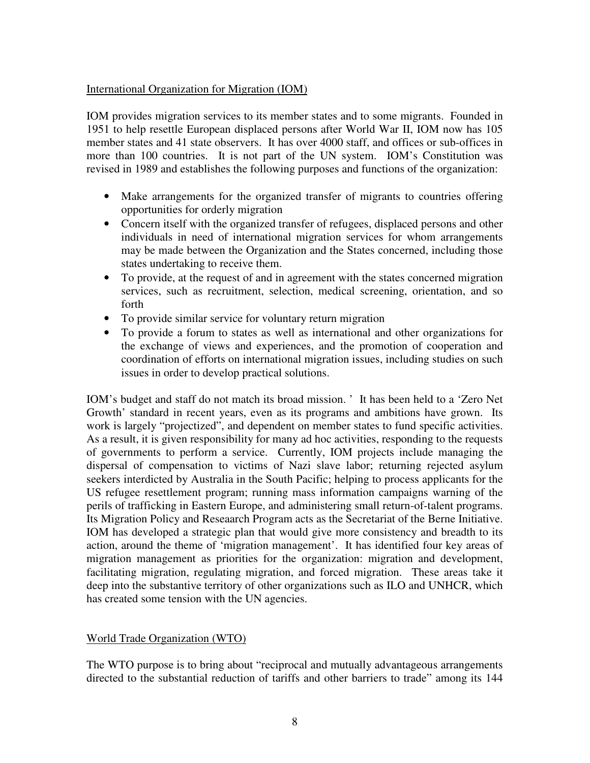International Organization for Migration (IOM)

IOM provides migration services to its member states and to some migrants. Founded in 1951 to help resettle European displaced persons after World War II, IOM now has 105 member states and 41 state observers. It has over 4000 staff, and offices or sub-offices in more than 100 countries. It is not part of the UN system. IOM's Constitution was revised in 1989 and establishes the following purposes and functions of the organization:

- Make arrangements for the organized transfer of migrants to countries offering opportunities for orderly migration
- Concern itself with the organized transfer of refugees, displaced persons and other individuals in need of international migration services for whom arrangements may be made between the Organization and the States concerned, including those states undertaking to receive them.
- To provide, at the request of and in agreement with the states concerned migration services, such as recruitment, selection, medical screening, orientation, and so forth
- To provide similar service for voluntary return migration
- To provide a forum to states as well as international and other organizations for the exchange of views and experiences, and the promotion of cooperation and coordination of efforts on international migration issues, including studies on such issues in order to develop practical solutions.

IOM's budget and staff do not match its broad mission. ' It has been held to a 'Zero Net Growth' standard in recent years, even as its programs and ambitions have grown. Its work is largely "projectized", and dependent on member states to fund specific activities. As a result, it is given responsibility for many ad hoc activities, responding to the requests of governments to perform a service. Currently, IOM projects include managing the dispersal of compensation to victims of Nazi slave labor; returning rejected asylum seekers interdicted by Australia in the South Pacific; helping to process applicants for the US refugee resettlement program; running mass information campaigns warning of the perils of trafficking in Eastern Europe, and administering small return-of-talent programs. Its Migration Policy and Reseaarch Program acts as the Secretariat of the Berne Initiative. IOM has developed a strategic plan that would give more consistency and breadth to its action, around the theme of 'migration management'. It has identified four key areas of migration management as priorities for the organization: migration and development, facilitating migration, regulating migration, and forced migration. These areas take it deep into the substantive territory of other organizations such as ILO and UNHCR, which has created some tension with the UN agencies.

World Trade Organization (WTO)

The WTO purpose is to bring about "reciprocal and mutually advantageous arrangements directed to the substantial reduction of tariffs and other barriers to trade" among its 144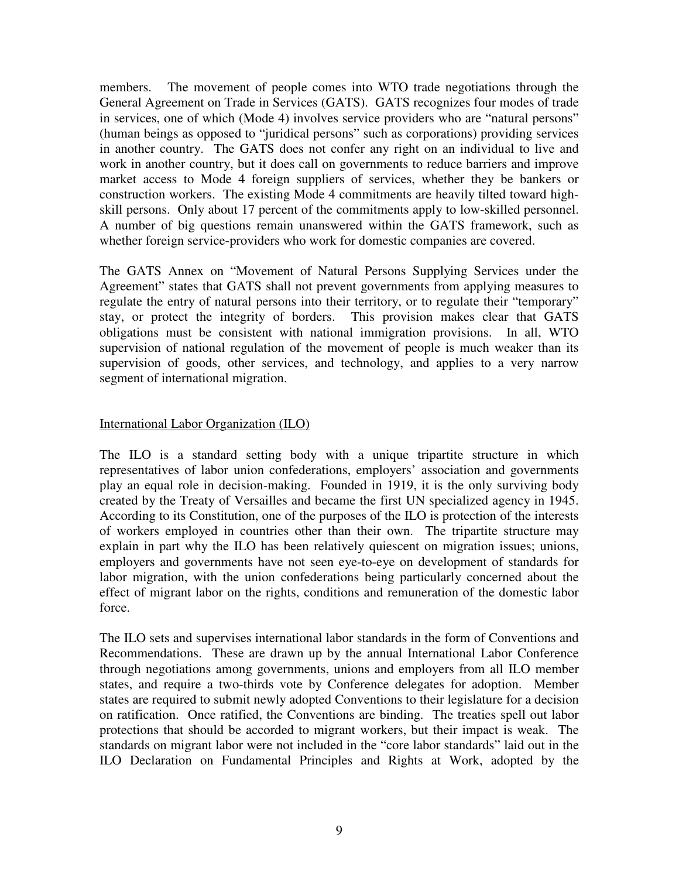members. The movement of people comes into WTO trade negotiations through the General Agreement on Trade in Services (GATS). GATS recognizes four modes of trade in services, one of which (Mode 4) involves service providers who are "natural persons" (human beings as opposed to "juridical persons" such as corporations) providing services in another country. The GATS does not confer any right on an individual to live and work in another country, but it does call on governments to reduce barriers and improve market access to Mode 4 foreign suppliers of services, whether they be bankers or construction workers. The existing Mode 4 commitments are heavily tilted toward high-skill persons. Only about 17 percent of the commitments apply to low-skilled personnel. A number of big questions remain unanswered within the GATS framework, such as whether foreign service-providers who work for domestic companies are covered.

The GATS Annex on "Movement of Natural Persons Supplying Services under the Agreement" states that GATS shall not prevent governments from applying measures to regulate the entry of natural persons into their territory, or to regulate their "temporary" stay, or protect the integrity of borders. This provision makes clear that GATS obligations must be consistent with national immigration provisions. In all, WTO supervision of national regulation of the movement of people is much weaker than its supervision of goods, other services, and technology, and applies to a very narrow segment of international migration.

## International Labor Organization (ILO)

The ILO is a standard setting body with a unique tripartite structure in which representatives of labor union confederations, employers' association and governments play an equal role in decision-making. Founded in 1919, it is the only surviving body created by the Treaty of Versailles and became the first UN specialized agency in 1945. According to its Constitution, one of the purposes of the ILO is protection of the interests of workers employed in countries other than their own. The tripartite structure may explain in part why the ILO has been relatively quiescent on migration issues; unions, employers and governments have not seen eye-to-eye on development of standards for labor migration, with the union confederations being particularly concerned about the effect of migrant labor on the rights, conditions and remuneration of the domestic labor force.

The ILO sets and supervises international labor standards in the form of Conventions and Recommendations. These are drawn up by the annual International Labor Conference through negotiations among governments, unions and employers from all ILO member states, and require a two-thirds vote by Conference delegates for adoption. Member states are required to submit newly adopted Conventions to their legislature for a decision on ratification. Once ratified, the Conventions are binding. The treaties spell out labor protections that should be accorded to migrant workers, but their impact is weak. The standards on migrant labor were not included in the "core labor standards" laid out in the ILO Declaration on Fundamental Principles and Rights at Work, adopted by the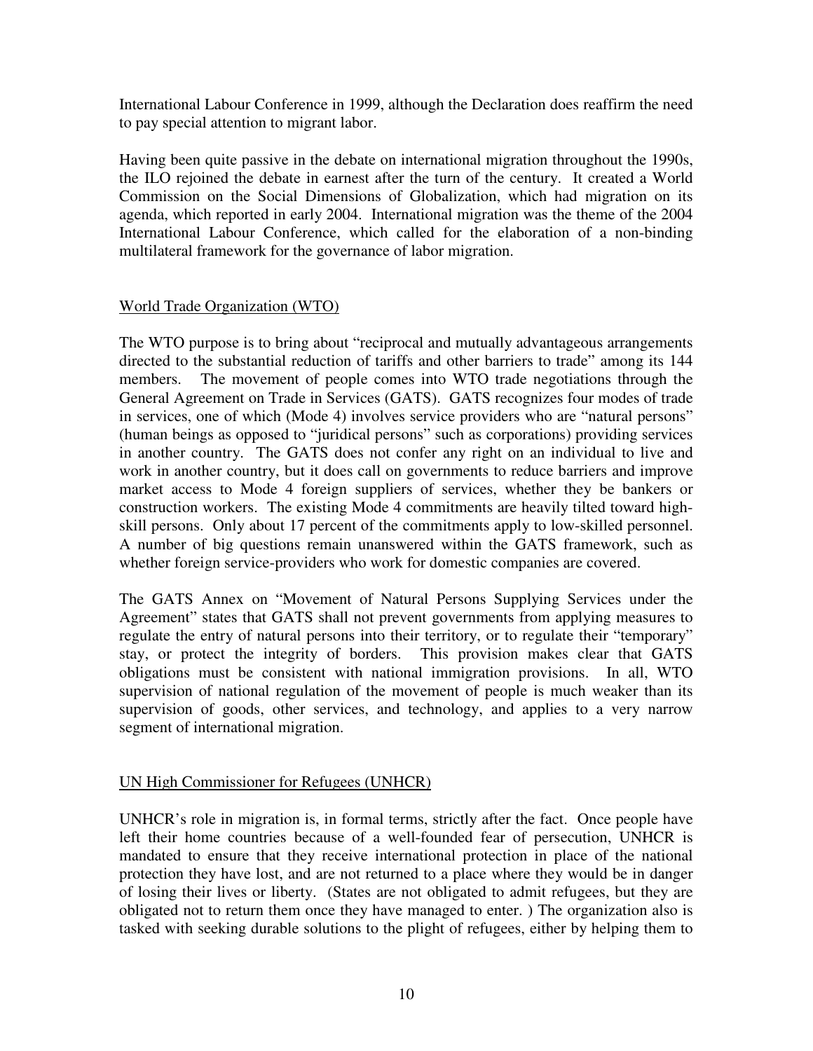International Labour Conference in 1999, although the Declaration does reaffirm the need to pay special attention to migrant labor.

Having been quite passive in the debate on international migration throughout the 1990s, the ILO rejoined the debate in earnest after the turn of the century. It created a World Commission on the Social Dimensions of Globalization, which had migration on its agenda, which reported in early 2004. International migration was the theme of the 2004 International Labour Conference, which called for the elaboration of a non-binding multilateral framework for the governance of labor migration.

## World Trade Organization (WTO)

The WTO purpose is to bring about "reciprocal and mutually advantageous arrangements directed to the substantial reduction of tariffs and other barriers to trade" among its 144 members. The movement of people comes into WTO trade negotiations through the General Agreement on Trade in Services (GATS). GATS recognizes four modes of trade in services, one of which (Mode 4) involves service providers who are "natural persons" (human beings as opposed to "juridical persons" such as corporations) providing services in another country. The GATS does not confer any right on an individual to live and work in another country, but it does call on governments to reduce barriers and improve market access to Mode 4 foreign suppliers of services, whether they be bankers or construction workers. The existing Mode 4 commitments are heavily tilted toward high-skill persons. Only about 17 percent of the commitments apply to low-skilled personnel. A number of big questions remain unanswered within the GATS framework, such as whether foreign service-providers who work for domestic companies are covered.

The GATS Annex on "Movement of Natural Persons Supplying Services under the Agreement" states that GATS shall not prevent governments from applying measures to regulate the entry of natural persons into their territory, or to regulate their "temporary" stay, or protect the integrity of borders. This provision makes clear that GATS obligations must be consistent with national immigration provisions. In all, WTO supervision of national regulation of the movement of people is much weaker than its supervision of goods, other services, and technology, and applies to a very narrow segment of international migration.

## UN High Commissioner for Refugees (UNHCR)

UNHCR's role in migration is, in formal terms, strictly after the fact. Once people have left their home countries because of a well-founded fear of persecution, UNHCR is mandated to ensure that they receive international protection in place of the national protection they have lost, and are not returned to a place where they would be in danger of losing their lives or liberty. (States are not obligated to admit refugees, but they are obligated not to return them once they have managed to enter. ) The organization also is tasked with seeking durable solutions to the plight of refugees, either by helping them to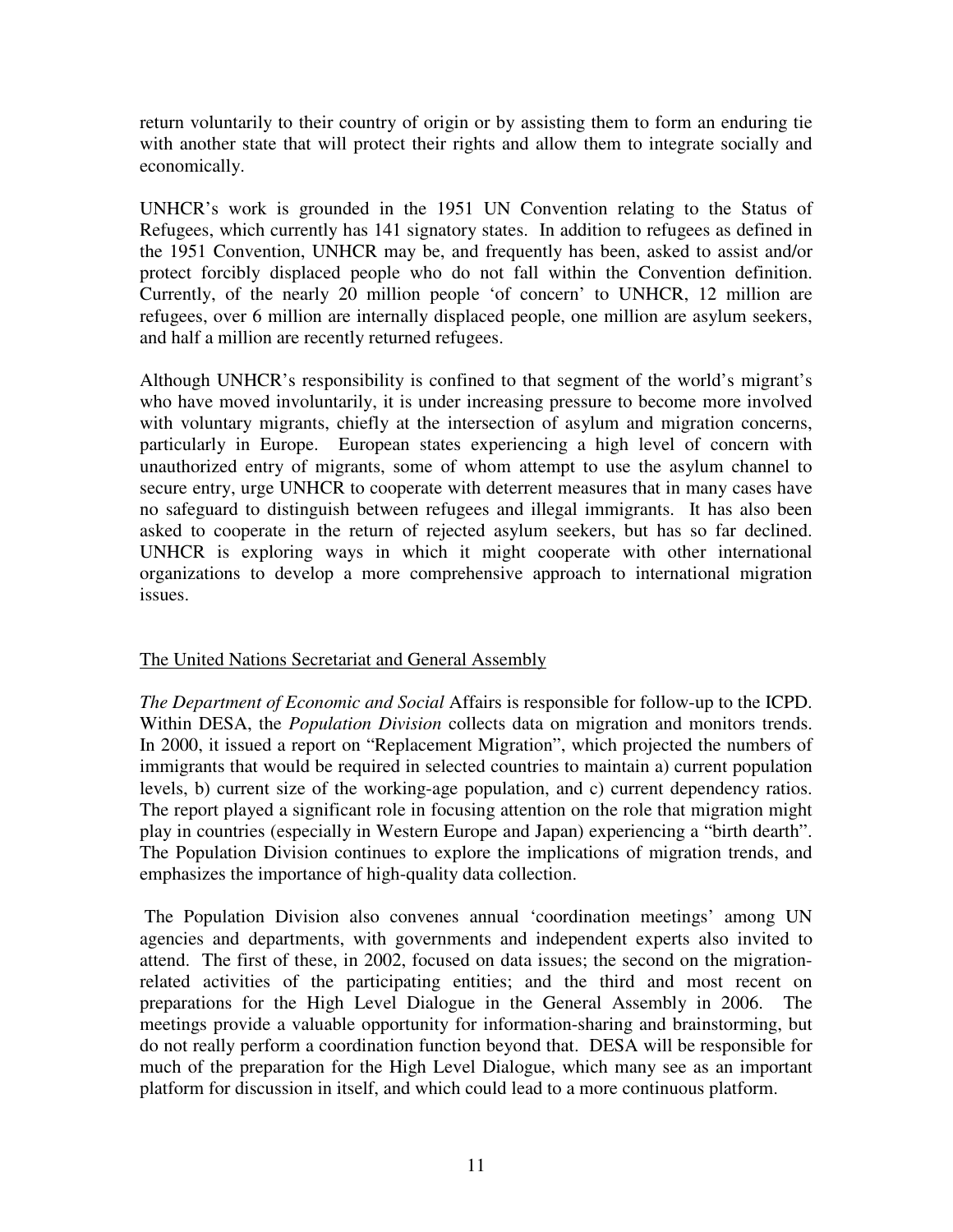return voluntarily to their country of origin or by assisting them to form an enduring tie with another state that will protect their rights and allow them to integrate socially and economically.

UNHCR's work is grounded in the 1951 UN Convention relating to the Status of Refugees, which currently has 141 signatory states. In addition to refugees as defined in the 1951 Convention, UNHCR may be, and frequently has been, asked to assist and/or protect forcibly displaced people who do not fall within the Convention definition. Currently, of the nearly 20 million people 'of concern' to UNHCR, 12 million are refugees, over 6 million are internally displaced people, one million are asylum seekers, and half a million are recently returned refugees.

Although UNHCR's responsibility is confined to that segment of the world's migrant's who have moved involuntarily, it is under increasing pressure to become more involved with voluntary migrants, chiefly at the intersection of asylum and migration concerns, particularly in Europe. European states experiencing a high level of concern with unauthorized entry of migrants, some of whom attempt to use the asylum channel to secure entry, urge UNHCR to cooperate with deterrent measures that in many cases have no safeguard to distinguish between refugees and illegal immigrants. It has also been asked to cooperate in the return of rejected asylum seekers, but has so far declined. UNHCR is exploring ways in which it might cooperate with other international organizations to develop a more comprehensive approach to international migration issues.

## The United Nations Secretariat and General Assembly

*The Department of Economic and Social* Affairs is responsible for follow-up to the ICPD. Within DESA, the *Population Division* collects data on migration and monitors trends. In 2000, it issued a report on "Replacement Migration", which projected the numbers of immigrants that would be required in selected countries to maintain a) current population levels, b) current size of the working-age population, and c) current dependency ratios. The report played a significant role in focusing attention on the role that migration might play in countries (especially in Western Europe and Japan) experiencing a "birth dearth". The Population Division continues to explore the implications of migration trends, and emphasizes the importance of high-quality data collection.

The Population Division also convenes annual 'coordination meetings' among UN agencies and departments, with governments and independent experts also invited to attend. The first of these, in 2002, focused on data issues; the second on the migration-related activities of the participating entities; and the third and most recent on preparations for the High Level Dialogue in the General Assembly in 2006. The meetings provide a valuable opportunity for information-sharing and brainstorming, but do not really perform a coordination function beyond that. DESA will be responsible for much of the preparation for the High Level Dialogue, which many see as an important platform for discussion in itself, and which could lead to a more continuous platform.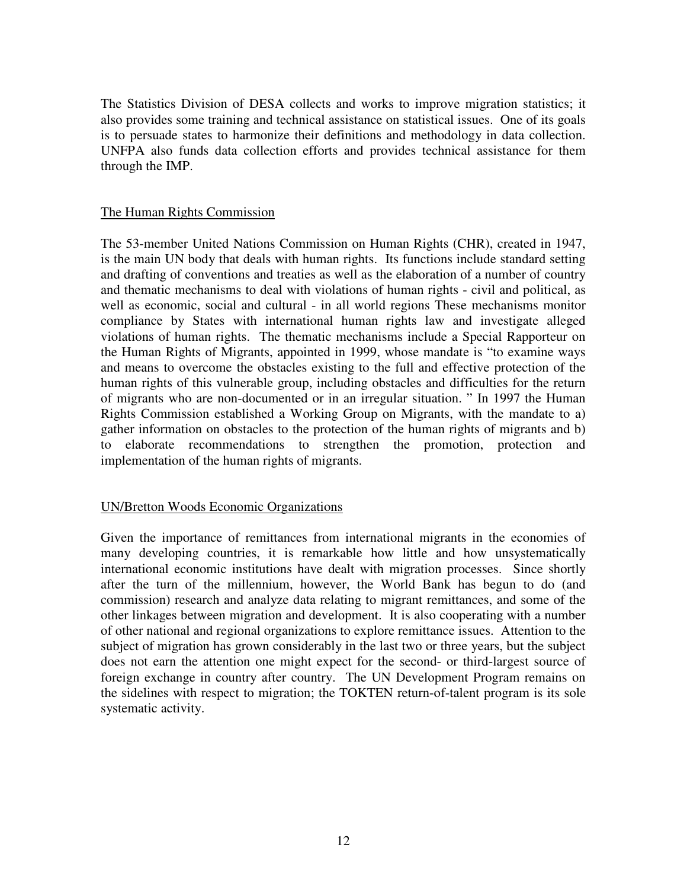The Statistics Division of DESA collects and works to improve migration statistics; it also provides some training and technical assistance on statistical issues. One of its goals is to persuade states to harmonize their definitions and methodology in data collection. UNFPA also funds data collection efforts and provides technical assistance for them through the IMP.

## The Human Rights Commission

The 53-member United Nations Commission on Human Rights (CHR), created in 1947, is the main UN body that deals with human rights. Its functions include standard setting and drafting of conventions and treaties as well as the elaboration of a number of country and thematic mechanisms to deal with violations of human rights - civil and political, as well as economic, social and cultural - in all world regions These mechanisms monitor compliance by States with international human rights law and investigate alleged violations of human rights. The thematic mechanisms include a Special Rapporteur on the Human Rights of Migrants, appointed in 1999, whose mandate is "to examine ways and means to overcome the obstacles existing to the full and effective protection of the human rights of this vulnerable group, including obstacles and difficulties for the return of migrants who are non-documented or in an irregular situation. " In 1997 the Human Rights Commission established a Working Group on Migrants, with the mandate to a) gather information on obstacles to the protection of the human rights of migrants and b) to elaborate recommendations to strengthen the promotion, protection and implementation of the human rights of migrants.

## UN/Bretton Woods Economic Organizations

Given the importance of remittances from international migrants in the economies of many developing countries, it is remarkable how little and how unsystematically international economic institutions have dealt with migration processes. Since shortly after the turn of the millennium, however, the World Bank has begun to do (and commission) research and analyze data relating to migrant remittances, and some of the other linkages between migration and development. It is also cooperating with a number of other national and regional organizations to explore remittance issues. Attention to the subject of migration has grown considerably in the last two or three years, but the subject does not earn the attention one might expect for the second- or third-largest source of foreign exchange in country after country. The UN Development Program remains on the sidelines with respect to migration; the TOKTEN return-of-talent program is its sole systematic activity.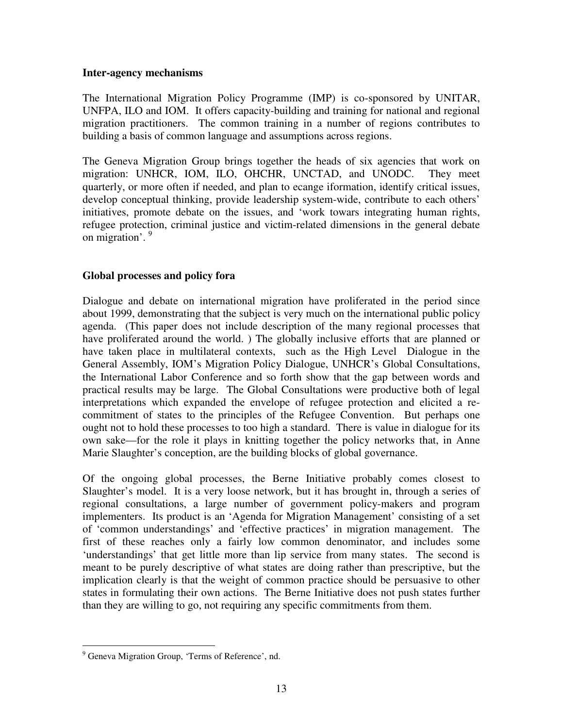**Inter-agency mechanisms**

The International Migration Policy Programme (IMP) is co-sponsored by UNITAR, UNFPA, ILO and IOM. It offers capacity-building and training for national and regional migration practitioners. The common training in a number of regions contributes to building a basis of common language and assumptions across regions.

The Geneva Migration Group brings together the heads of six agencies that work on migration: UNHCR, IOM, ILO, OHCHR, UNCTAD, and UNODC. They meet quarterly, or more often if needed, and plan to ecange iformation, identify critical issues, develop conceptual thinking, provide leadership system-wide, contribute to each others' initiatives, promote debate on the issues, and 'work towars integrating human rights, refugee protection, criminal justice and victim-related dimensions in the general debate on migration'. [9]

**Global processes and policy fora**

Dialogue and debate on international migration have proliferated in the period since about 1999, demonstrating that the subject is very much on the international public policy agenda. (This paper does not include description of the many regional processes that have proliferated around the world. ) The globally inclusive efforts that are planned or have taken place in multilateral contexts, such as the High Level Dialogue in the General Assembly, IOM's Migration Policy Dialogue, UNHCR's Global Consultations, the International Labor Conference and so forth show that the gap between words and practical results may be large. The Global Consultations were productive both of legal interpretations which expanded the envelope of refugee protection and elicited a re-commitment of states to the principles of the Refugee Convention. But perhaps one ought not to hold these processes to too high a standard. There is value in dialogue for its own sake—for the role it plays in knitting together the policy networks that, in Anne Marie Slaughter's conception, are the building blocks of global governance.

Of the ongoing global processes, the Berne Initiative probably comes closest to Slaughter's model. It is a very loose network, but it has brought in, through a series of regional consultations, a large number of government policy-makers and program implementers. Its product is an 'Agenda for Migration Management' consisting of a set of 'common understandings' and 'effective practices' in migration management. The first of these reaches only a fairly low common denominator, and includes some 'understandings' that get little more than lip service from many states. The second is meant to be purely descriptive of what states are doing rather than prescriptive, but the implication clearly is that the weight of common practice should be persuasive to other states in formulating their own actions. The Berne Initiative does not push states further than they are willing to go, not requiring any specific commitments from them.

---

[9] Geneva Migration Group, 'Terms of Reference', nd.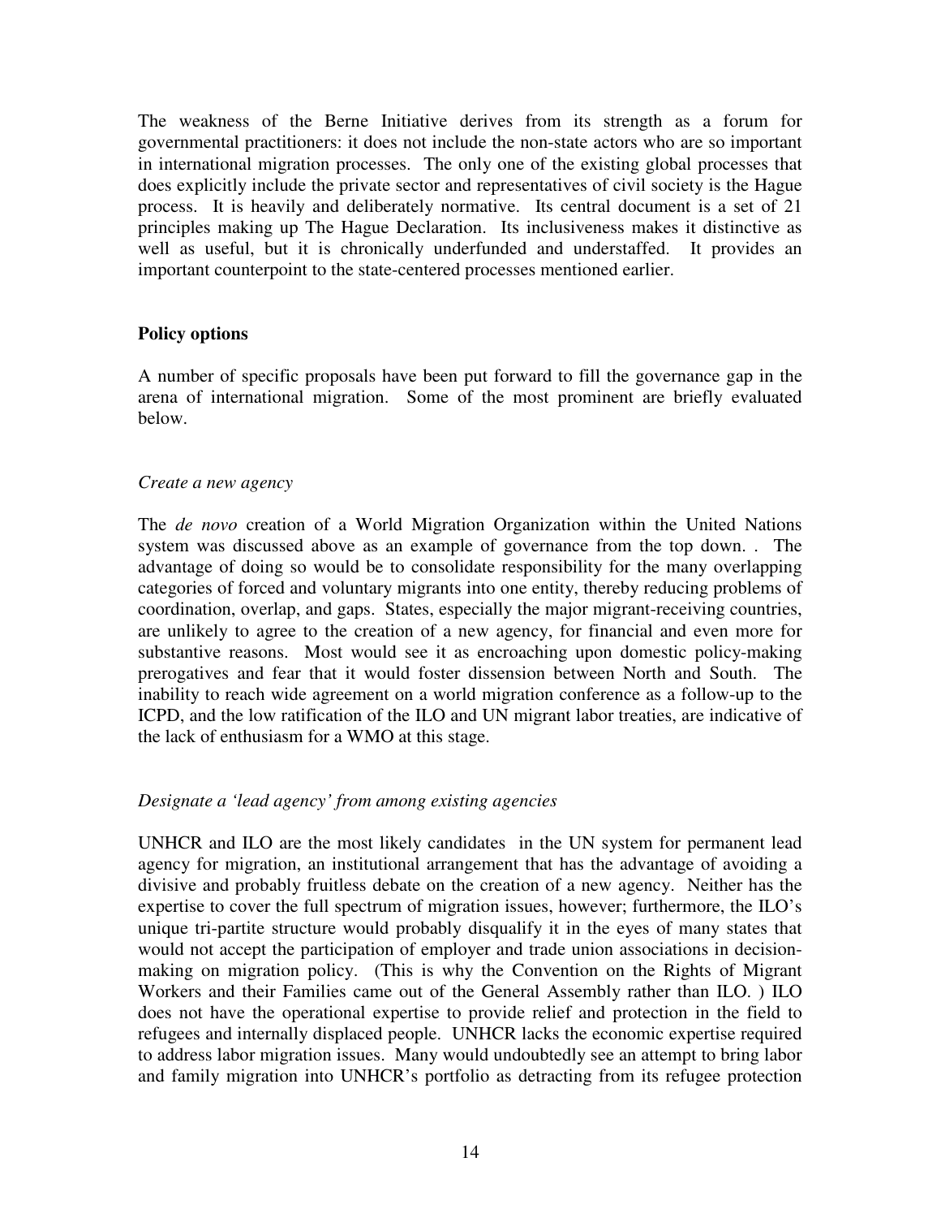The weakness of the Berne Initiative derives from its strength as a forum for governmental practitioners: it does not include the non-state actors who are so important in international migration processes. The only one of the existing global processes that does explicitly include the private sector and representatives of civil society is the Hague process. It is heavily and deliberately normative. Its central document is a set of 21 principles making up The Hague Declaration. Its inclusiveness makes it distinctive as well as useful, but it is chronically underfunded and understaffed. It provides an important counterpoint to the state-centered processes mentioned earlier.

## Policy options

A number of specific proposals have been put forward to fill the governance gap in the arena of international migration. Some of the most prominent are briefly evaluated below.

### *Create a new agency*

The *de novo* creation of a World Migration Organization within the United Nations system was discussed above as an example of governance from the top down. . The advantage of doing so would be to consolidate responsibility for the many overlapping categories of forced and voluntary migrants into one entity, thereby reducing problems of coordination, overlap, and gaps. States, especially the major migrant-receiving countries, are unlikely to agree to the creation of a new agency, for financial and even more for substantive reasons. Most would see it as encroaching upon domestic policy-making prerogatives and fear that it would foster dissension between North and South. The inability to reach wide agreement on a world migration conference as a follow-up to the ICPD, and the low ratification of the ILO and UN migrant labor treaties, are indicative of the lack of enthusiasm for a WMO at this stage.

### *Designate a 'lead agency' from among existing agencies*

UNHCR and ILO are the most likely candidates in the UN system for permanent lead agency for migration, an institutional arrangement that has the advantage of avoiding a divisive and probably fruitless debate on the creation of a new agency. Neither has the expertise to cover the full spectrum of migration issues, however; furthermore, the ILO's unique tri-partite structure would probably disqualify it in the eyes of many states that would not accept the participation of employer and trade union associations in decision-making on migration policy. (This is why the Convention on the Rights of Migrant Workers and their Families came out of the General Assembly rather than ILO. ) ILO does not have the operational expertise to provide relief and protection in the field to refugees and internally displaced people. UNHCR lacks the economic expertise required to address labor migration issues. Many would undoubtedly see an attempt to bring labor and family migration into UNHCR's portfolio as detracting from its refugee protection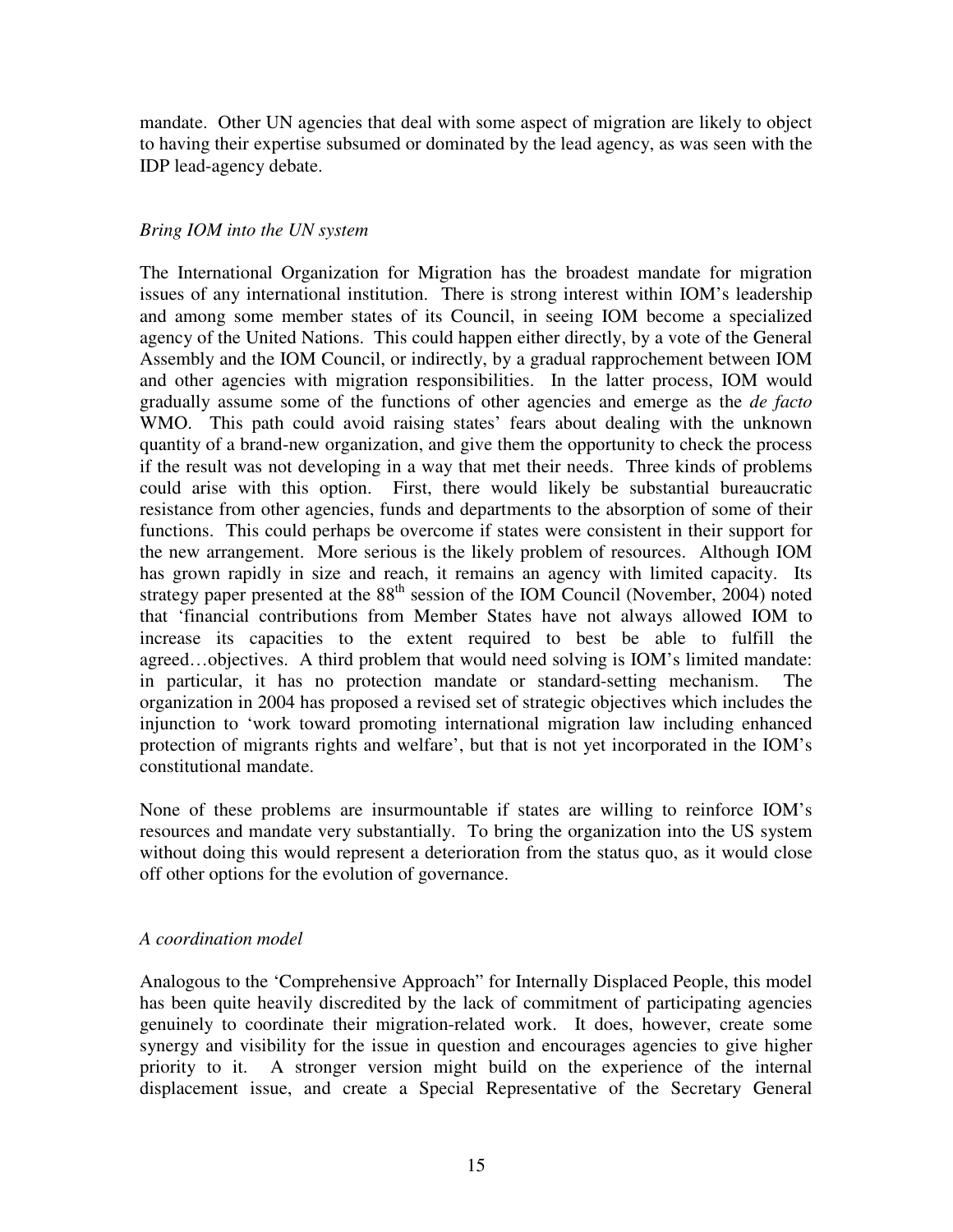mandate. Other UN agencies that deal with some aspect of migration are likely to object to having their expertise subsumed or dominated by the lead agency, as was seen with the IDP lead-agency debate.

*Bring IOM into the UN system*

The International Organization for Migration has the broadest mandate for migration issues of any international institution. There is strong interest within IOM's leadership and among some member states of its Council, in seeing IOM become a specialized agency of the United Nations. This could happen either directly, by a vote of the General Assembly and the IOM Council, or indirectly, by a gradual rapprochement between IOM and other agencies with migration responsibilities. In the latter process, IOM would gradually assume some of the functions of other agencies and emerge as the *de facto* WMO. This path could avoid raising states' fears about dealing with the unknown quantity of a brand-new organization, and give them the opportunity to check the process if the result was not developing in a way that met their needs. Three kinds of problems could arise with this option. First, there would likely be substantial bureaucratic resistance from other agencies, funds and departments to the absorption of some of their functions. This could perhaps be overcome if states were consistent in their support for the new arrangement. More serious is the likely problem of resources. Although IOM has grown rapidly in size and reach, it remains an agency with limited capacity. Its strategy paper presented at the 88th session of the IOM Council (November, 2004) noted that 'financial contributions from Member States have not always allowed IOM to increase its capacities to the extent required to best be able to fulfill the agreed…objectives. A third problem that would need solving is IOM's limited mandate: in particular, it has no protection mandate or standard-setting mechanism. The organization in 2004 has proposed a revised set of strategic objectives which includes the injunction to 'work toward promoting international migration law including enhanced protection of migrants rights and welfare', but that is not yet incorporated in the IOM's constitutional mandate.

None of these problems are insurmountable if states are willing to reinforce IOM's resources and mandate very substantially. To bring the organization into the US system without doing this would represent a deterioration from the status quo, as it would close off other options for the evolution of governance.

*A coordination model*

Analogous to the 'Comprehensive Approach" for Internally Displaced People, this model has been quite heavily discredited by the lack of commitment of participating agencies genuinely to coordinate their migration-related work. It does, however, create some synergy and visibility for the issue in question and encourages agencies to give higher priority to it. A stronger version might build on the experience of the internal displacement issue, and create a Special Representative of the Secretary General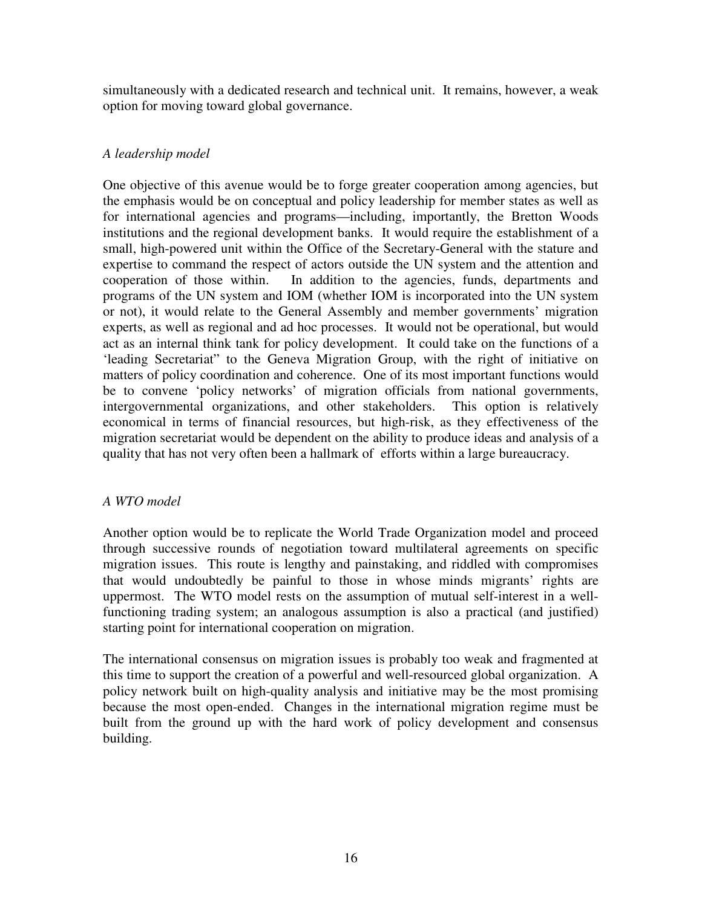simultaneously with a dedicated research and technical unit. It remains, however, a weak option for moving toward global governance.

*A leadership model*

One objective of this avenue would be to forge greater cooperation among agencies, but the emphasis would be on conceptual and policy leadership for member states as well as for international agencies and programs—including, importantly, the Bretton Woods institutions and the regional development banks. It would require the establishment of a small, high-powered unit within the Office of the Secretary-General with the stature and expertise to command the respect of actors outside the UN system and the attention and cooperation of those within. In addition to the agencies, funds, departments and programs of the UN system and IOM (whether IOM is incorporated into the UN system or not), it would relate to the General Assembly and member governments' migration experts, as well as regional and ad hoc processes. It would not be operational, but would act as an internal think tank for policy development. It could take on the functions of a 'leading Secretariat" to the Geneva Migration Group, with the right of initiative on matters of policy coordination and coherence. One of its most important functions would be to convene 'policy networks' of migration officials from national governments, intergovernmental organizations, and other stakeholders. This option is relatively economical in terms of financial resources, but high-risk, as they effectiveness of the migration secretariat would be dependent on the ability to produce ideas and analysis of a quality that has not very often been a hallmark of efforts within a large bureaucracy.

*A WTO model*

Another option would be to replicate the World Trade Organization model and proceed through successive rounds of negotiation toward multilateral agreements on specific migration issues. This route is lengthy and painstaking, and riddled with compromises that would undoubtedly be painful to those in whose minds migrants' rights are uppermost. The WTO model rests on the assumption of mutual self-interest in a well-functioning trading system; an analogous assumption is also a practical (and justified) starting point for international cooperation on migration.

The international consensus on migration issues is probably too weak and fragmented at this time to support the creation of a powerful and well-resourced global organization. A policy network built on high-quality analysis and initiative may be the most promising because the most open-ended. Changes in the international migration regime must be built from the ground up with the hard work of policy development and consensus building.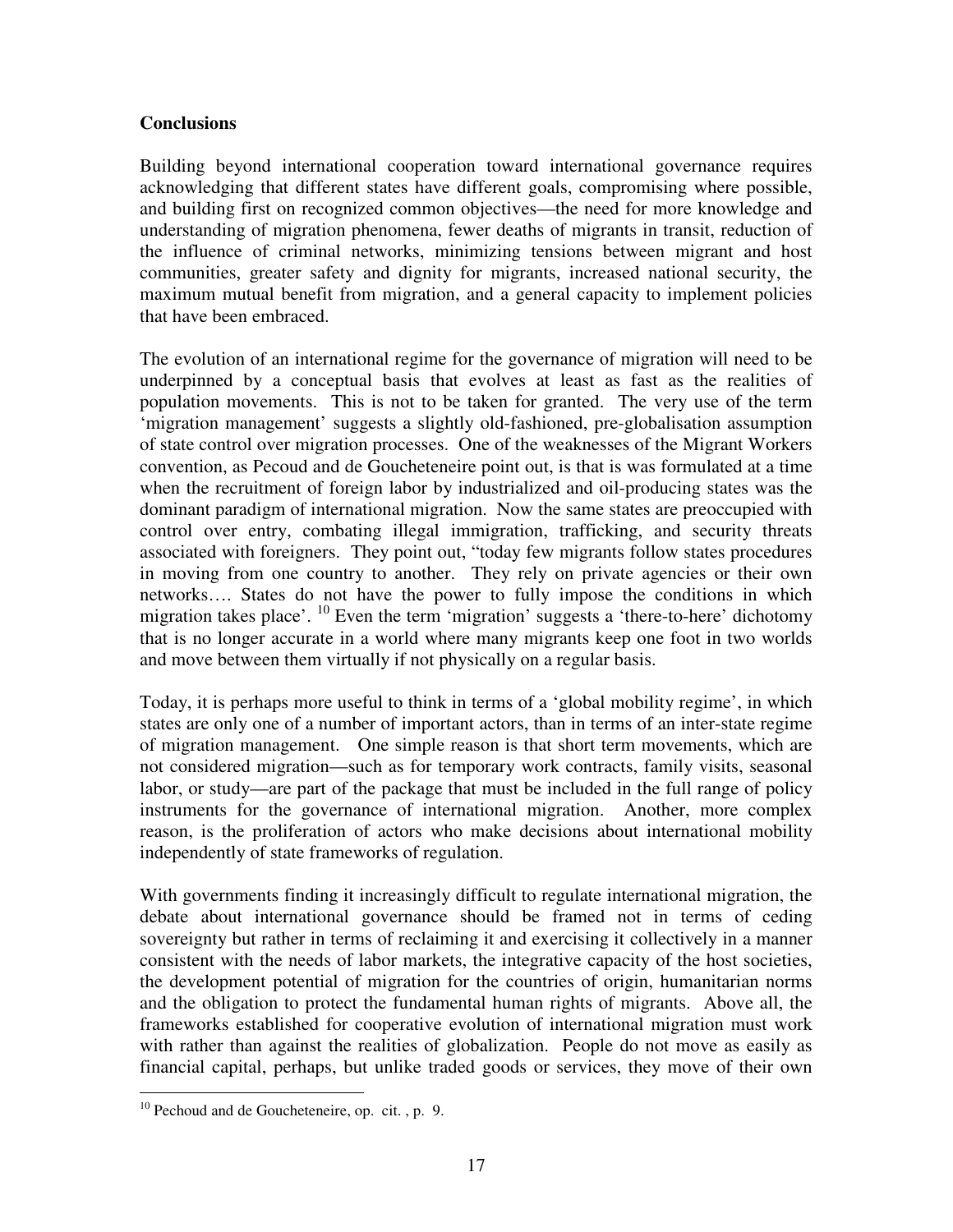**Conclusions**

Building beyond international cooperation toward international governance requires acknowledging that different states have different goals, compromising where possible, and building first on recognized common objectives—the need for more knowledge and understanding of migration phenomena, fewer deaths of migrants in transit, reduction of the influence of criminal networks, minimizing tensions between migrant and host communities, greater safety and dignity for migrants, increased national security, the maximum mutual benefit from migration, and a general capacity to implement policies that have been embraced.

The evolution of an international regime for the governance of migration will need to be underpinned by a conceptual basis that evolves at least as fast as the realities of population movements. This is not to be taken for granted. The very use of the term 'migration management' suggests a slightly old-fashioned, pre-globalisation assumption of state control over migration processes. One of the weaknesses of the Migrant Workers convention, as Pecoud and de Goucheteneire point out, is that is was formulated at a time when the recruitment of foreign labor by industrialized and oil-producing states was the dominant paradigm of international migration. Now the same states are preoccupied with control over entry, combating illegal immigration, trafficking, and security threats associated with foreigners. They point out, "today few migrants follow states procedures in moving from one country to another. They rely on private agencies or their own networks…. States do not have the power to fully impose the conditions in which migration takes place'. [10] Even the term 'migration' suggests a 'there-to-here' dichotomy that is no longer accurate in a world where many migrants keep one foot in two worlds and move between them virtually if not physically on a regular basis.

Today, it is perhaps more useful to think in terms of a 'global mobility regime', in which states are only one of a number of important actors, than in terms of an inter-state regime of migration management. One simple reason is that short term movements, which are not considered migration—such as for temporary work contracts, family visits, seasonal labor, or study—are part of the package that must be included in the full range of policy instruments for the governance of international migration. Another, more complex reason, is the proliferation of actors who make decisions about international mobility independently of state frameworks of regulation.

With governments finding it increasingly difficult to regulate international migration, the debate about international governance should be framed not in terms of ceding sovereignty but rather in terms of reclaiming it and exercising it collectively in a manner consistent with the needs of labor markets, the integrative capacity of the host societies, the development potential of migration for the countries of origin, humanitarian norms and the obligation to protect the fundamental human rights of migrants. Above all, the frameworks established for cooperative evolution of international migration must work with rather than against the realities of globalization. People do not move as easily as financial capital, perhaps, but unlike traded goods or services, they move of their own

[10] Pechoud and de Goucheteneire, op. cit. , p. 9.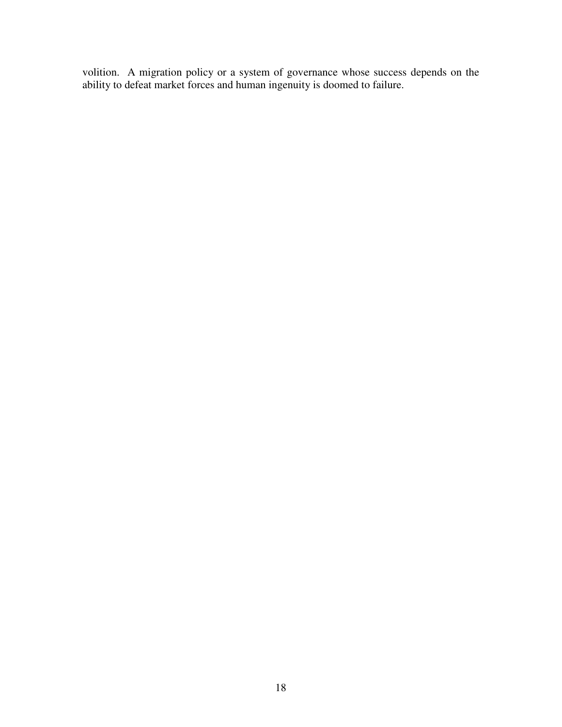volition. A migration policy or a system of governance whose success depends on the ability to defeat market forces and human ingenuity is doomed to failure.